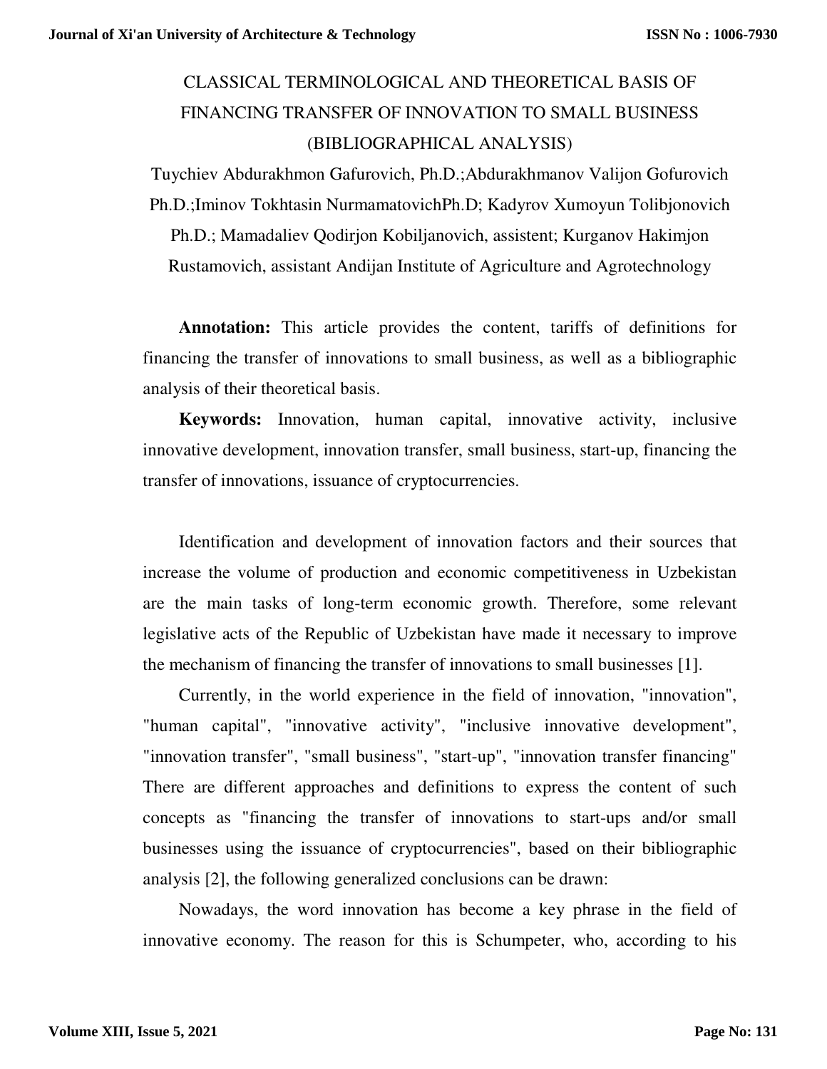# CLASSICAL TERMINOLOGICAL AND THEORETICAL BASIS OF FINANCING TRANSFER OF INNOVATION TO SMALL BUSINESS (BIBLIOGRAPHICAL ANALYSIS)

Tuychiev Abdurakhmon Gafurovich, Ph.D.;Abdurakhmanov Valijon Gofurovich Ph.D.;Iminov Tokhtasin NurmamatovichPh.D; Kadyrov Xumoyun Tolibjonovich Ph.D.; Mamadaliev Qodirjon Kobiljanovich, assistent; Kurganov Hakimjon Rustamovich, assistant Andijan Institute of Agriculture and Agrotechnology

**Annotation:** This article provides the content, tariffs of definitions for financing the transfer of innovations to small business, as well as a bibliographic analysis of their theoretical basis.

**Keywords:** Innovation, human capital, innovative activity, inclusive innovative development, innovation transfer, small business, start-up, financing the transfer of innovations, issuance of cryptocurrencies.

Identification and development of innovation factors and their sources that increase the volume of production and economic competitiveness in Uzbekistan are the main tasks of long-term economic growth. Therefore, some relevant legislative acts of the Republic of Uzbekistan have made it necessary to improve the mechanism of financing the transfer of innovations to small businesses [1].

Currently, in the world experience in the field of innovation, "innovation", "human capital", "innovative activity", "inclusive innovative development", "innovation transfer", "small business", "start-up", "innovation transfer financing" There are different approaches and definitions to express the content of such concepts as "financing the transfer of innovations to start-ups and/or small businesses using the issuance of cryptocurrencies", based on their bibliographic analysis [2], the following generalized conclusions can be drawn:

Nowadays, the word innovation has become a key phrase in the field of innovative economy. The reason for this is Schumpeter, who, according to his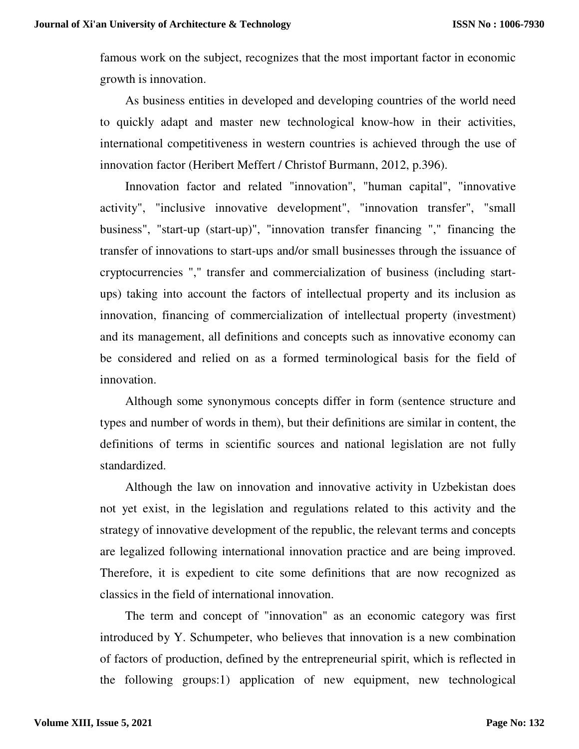famous work on the subject, recognizes that the most important factor in economic growth is innovation.

As business entities in developed and developing countries of the world need to quickly adapt and master new technological know-how in their activities, international competitiveness in western countries is achieved through the use of innovation factor (Heribert Meffert / Christof Burmann, 2012, p.396).

Innovation factor and related "innovation", "human capital", "innovative activity", "inclusive innovative development", "innovation transfer", "small business", "start-up (start-up)", "innovation transfer financing "," financing the transfer of innovations to start-ups and/or small businesses through the issuance of cryptocurrencies "," transfer and commercialization of business (including start-ups) taking into account the factors of intellectual property and its inclusion as innovation, financing of commercialization of intellectual property (investment) and its management, all definitions and concepts such as innovative economy can be considered and relied on as a formed terminological basis for the field of innovation.

Although some synonymous concepts differ in form (sentence structure and types and number of words in them), but their definitions are similar in content, the definitions of terms in scientific sources and national legislation are not fully standardized.

Although the law on innovation and innovative activity in Uzbekistan does not yet exist, in the legislation and regulations related to this activity and the strategy of innovative development of the republic, the relevant terms and concepts are legalized following international innovation practice and are being improved. Therefore, it is expedient to cite some definitions that are now recognized as classics in the field of international innovation.

The term and concept of "innovation" as an economic category was first introduced by Y. Schumpeter, who believes that innovation is a new combination of factors of production, defined by the entrepreneurial spirit, which is reflected in the following groups:1) application of new equipment, new technological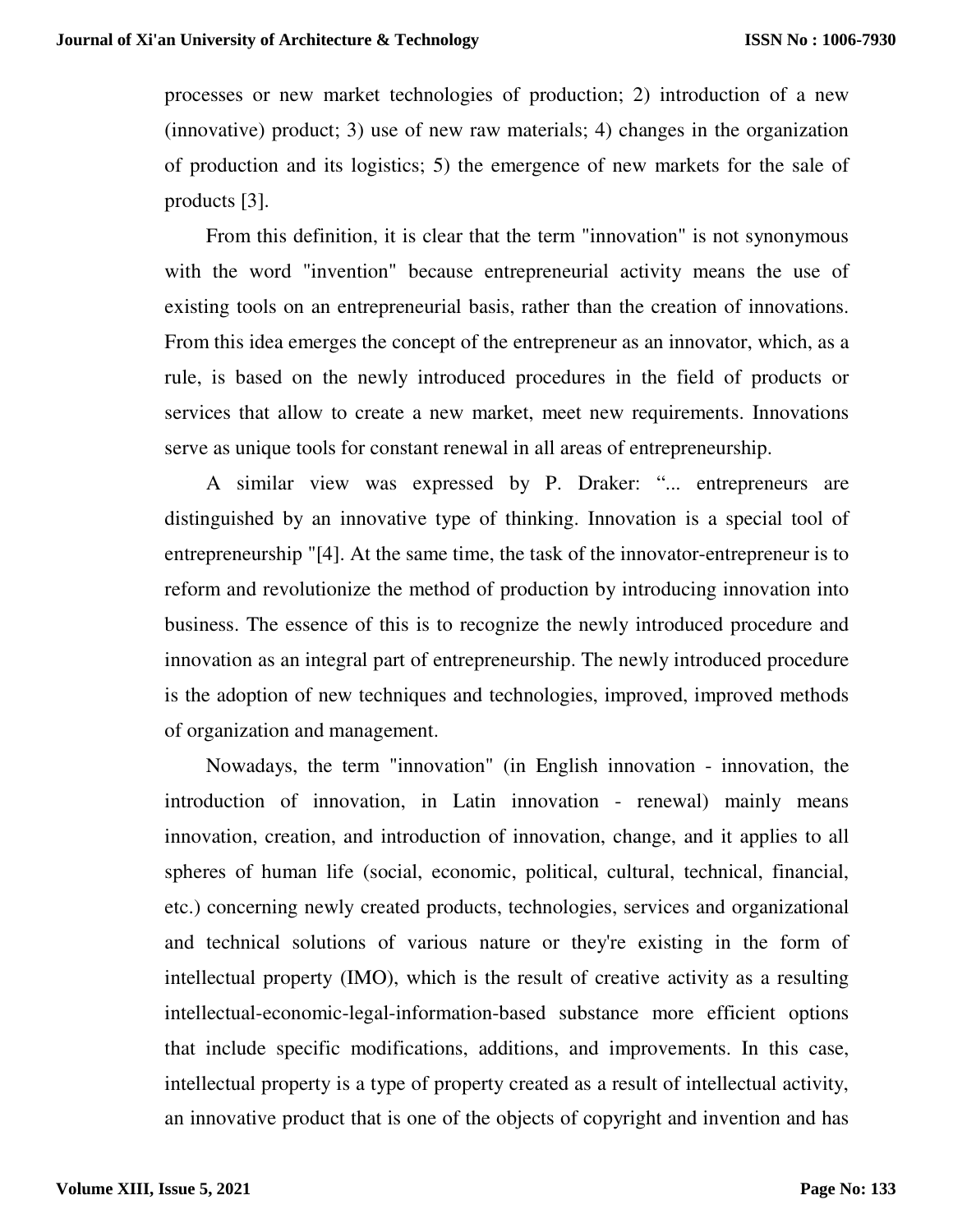processes or new market technologies of production; 2) introduction of a new (innovative) product; 3) use of new raw materials; 4) changes in the organization of production and its logistics; 5) the emergence of new markets for the sale of products [3].

From this definition, it is clear that the term "innovation" is not synonymous with the word "invention" because entrepreneurial activity means the use of existing tools on an entrepreneurial basis, rather than the creation of innovations. From this idea emerges the concept of the entrepreneur as an innovator, which, as a rule, is based on the newly introduced procedures in the field of products or services that allow to create a new market, meet new requirements. Innovations serve as unique tools for constant renewal in all areas of entrepreneurship.

A similar view was expressed by P. Draker: "... entrepreneurs are distinguished by an innovative type of thinking. Innovation is a special tool of entrepreneurship "[4]. At the same time, the task of the innovator-entrepreneur is to reform and revolutionize the method of production by introducing innovation into business. The essence of this is to recognize the newly introduced procedure and innovation as an integral part of entrepreneurship. The newly introduced procedure is the adoption of new techniques and technologies, improved, improved methods of organization and management.

Nowadays, the term "innovation" (in English innovation - innovation, the introduction of innovation, in Latin innovation - renewal) mainly means innovation, creation, and introduction of innovation, change, and it applies to all spheres of human life (social, economic, political, cultural, technical, financial, etc.) concerning newly created products, technologies, services and organizational and technical solutions of various nature or they're existing in the form of intellectual property (IMO), which is the result of creative activity as a resulting intellectual-economic-legal-information-based substance more efficient options that include specific modifications, additions, and improvements. In this case, intellectual property is a type of property created as a result of intellectual activity, an innovative product that is one of the objects of copyright and invention and has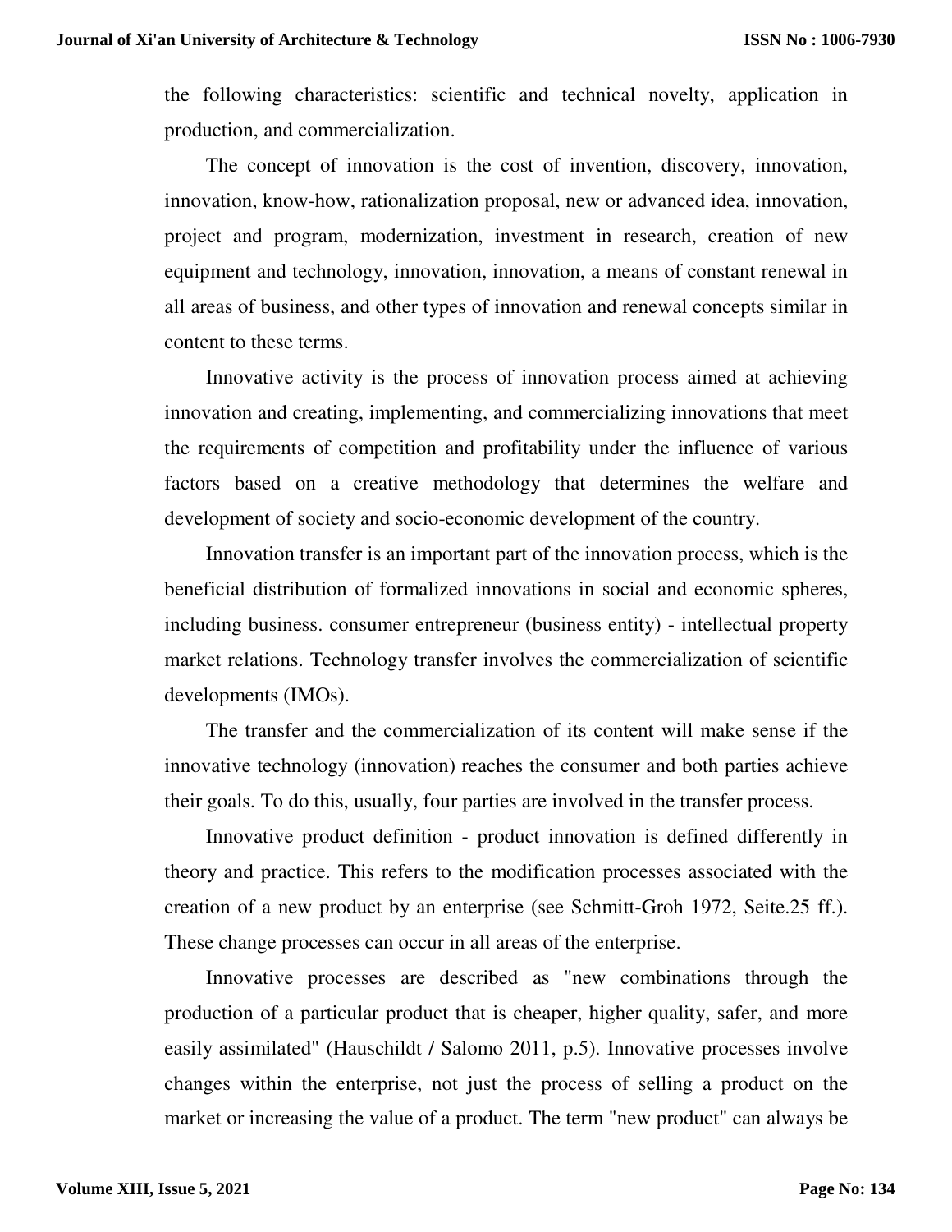the following characteristics: scientific and technical novelty, application in production, and commercialization.

The concept of innovation is the cost of invention, discovery, innovation, innovation, know-how, rationalization proposal, new or advanced idea, innovation, project and program, modernization, investment in research, creation of new equipment and technology, innovation, innovation, a means of constant renewal in all areas of business, and other types of innovation and renewal concepts similar in content to these terms.

Innovative activity is the process of innovation process aimed at achieving innovation and creating, implementing, and commercializing innovations that meet the requirements of competition and profitability under the influence of various factors based on a creative methodology that determines the welfare and development of society and socio-economic development of the country.

Innovation transfer is an important part of the innovation process, which is the beneficial distribution of formalized innovations in social and economic spheres, including business. consumer entrepreneur (business entity) - intellectual property market relations. Technology transfer involves the commercialization of scientific developments (IMOs).

The transfer and the commercialization of its content will make sense if the innovative technology (innovation) reaches the consumer and both parties achieve their goals. To do this, usually, four parties are involved in the transfer process.

Innovative product definition - product innovation is defined differently in theory and practice. This refers to the modification processes associated with the creation of a new product by an enterprise (see Schmitt-Groh 1972, Seite.25 ff.). These change processes can occur in all areas of the enterprise.

Innovative processes are described as "new combinations through the production of a particular product that is cheaper, higher quality, safer, and more easily assimilated" (Hauschildt / Salomo 2011, p.5). Innovative processes involve changes within the enterprise, not just the process of selling a product on the market or increasing the value of a product. The term "new product" can always be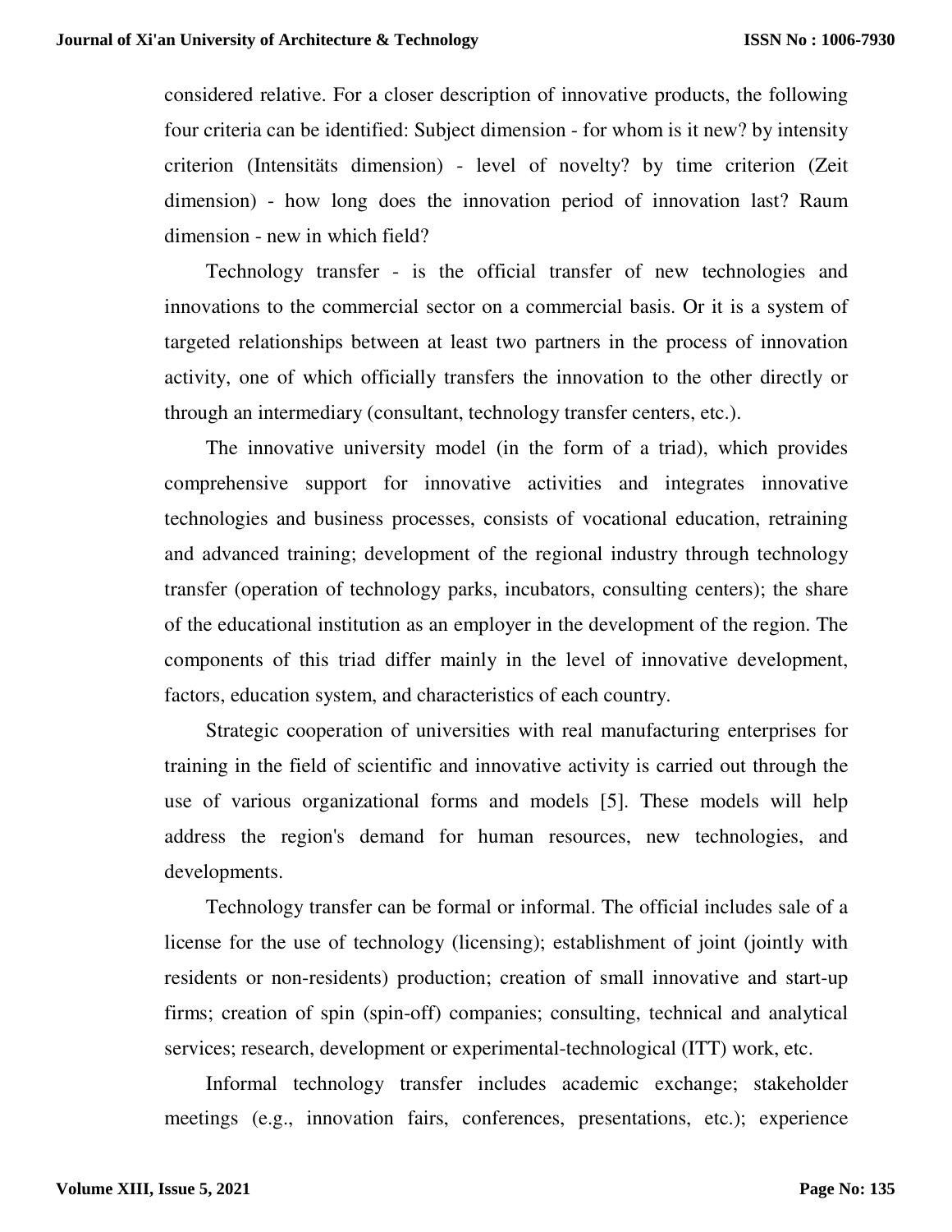considered relative. For a closer description of innovative products, the following four criteria can be identified: Subject dimension - for whom is it new? by intensity criterion (Intensitäts dimension) - level of novelty? by time criterion (Zeit dimension) - how long does the innovation period of innovation last? Raum dimension - new in which field?

Technology transfer - is the official transfer of new technologies and innovations to the commercial sector on a commercial basis. Or it is a system of targeted relationships between at least two partners in the process of innovation activity, one of which officially transfers the innovation to the other directly or through an intermediary (consultant, technology transfer centers, etc.).

The innovative university model (in the form of a triad), which provides comprehensive support for innovative activities and integrates innovative technologies and business processes, consists of vocational education, retraining and advanced training; development of the regional industry through technology transfer (operation of technology parks, incubators, consulting centers); the share of the educational institution as an employer in the development of the region. The components of this triad differ mainly in the level of innovative development, factors, education system, and characteristics of each country.

Strategic cooperation of universities with real manufacturing enterprises for training in the field of scientific and innovative activity is carried out through the use of various organizational forms and models [5]. These models will help address the region's demand for human resources, new technologies, and developments.

Technology transfer can be formal or informal. The official includes sale of a license for the use of technology (licensing); establishment of joint (jointly with residents or non-residents) production; creation of small innovative and start-up firms; creation of spin (spin-off) companies; consulting, technical and analytical services; research, development or experimental-technological (ITT) work, etc.

Informal technology transfer includes academic exchange; stakeholder meetings (e.g., innovation fairs, conferences, presentations, etc.); experience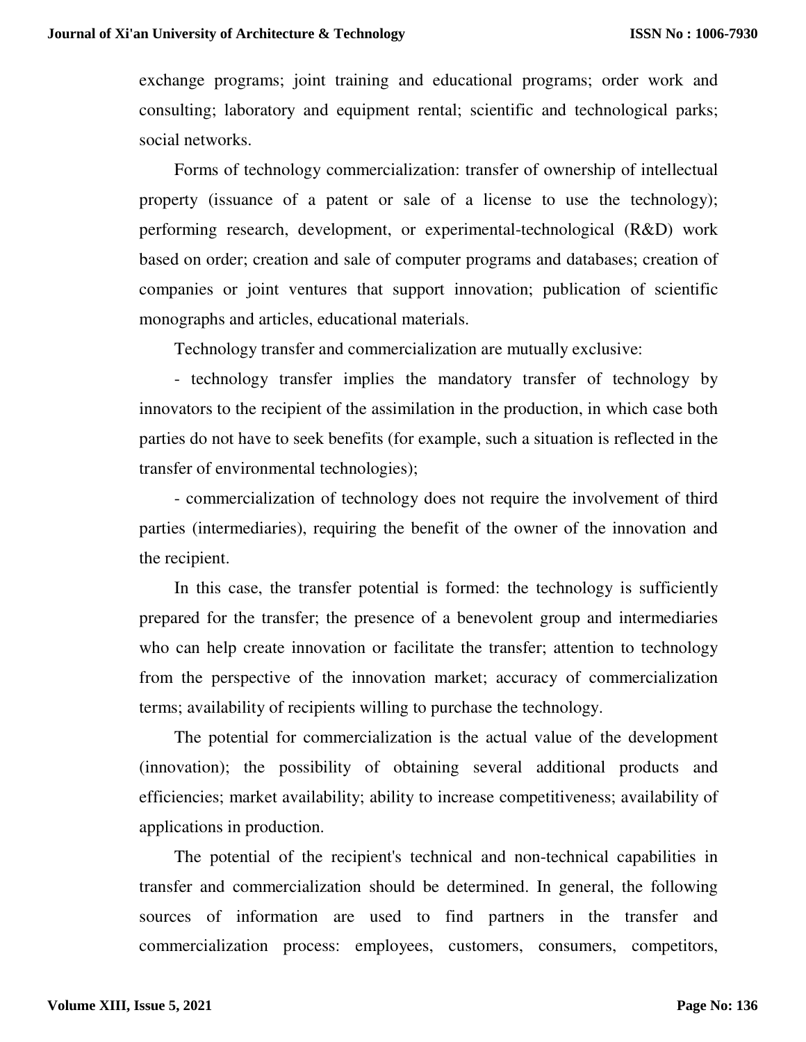exchange programs; joint training and educational programs; order work and consulting; laboratory and equipment rental; scientific and technological parks; social networks.

Forms of technology commercialization: transfer of ownership of intellectual property (issuance of a patent or sale of a license to use the technology); performing research, development, or experimental-technological (R&D) work based on order; creation and sale of computer programs and databases; creation of companies or joint ventures that support innovation; publication of scientific monographs and articles, educational materials.

Technology transfer and commercialization are mutually exclusive:

- technology transfer implies the mandatory transfer of technology by innovators to the recipient of the assimilation in the production, in which case both parties do not have to seek benefits (for example, such a situation is reflected in the transfer of environmental technologies);

- commercialization of technology does not require the involvement of third parties (intermediaries), requiring the benefit of the owner of the innovation and the recipient.

In this case, the transfer potential is formed: the technology is sufficiently prepared for the transfer; the presence of a benevolent group and intermediaries who can help create innovation or facilitate the transfer; attention to technology from the perspective of the innovation market; accuracy of commercialization terms; availability of recipients willing to purchase the technology.

The potential for commercialization is the actual value of the development (innovation); the possibility of obtaining several additional products and efficiencies; market availability; ability to increase competitiveness; availability of applications in production.

The potential of the recipient's technical and non-technical capabilities in transfer and commercialization should be determined. In general, the following sources of information are used to find partners in the transfer and commercialization process: employees, customers, consumers, competitors,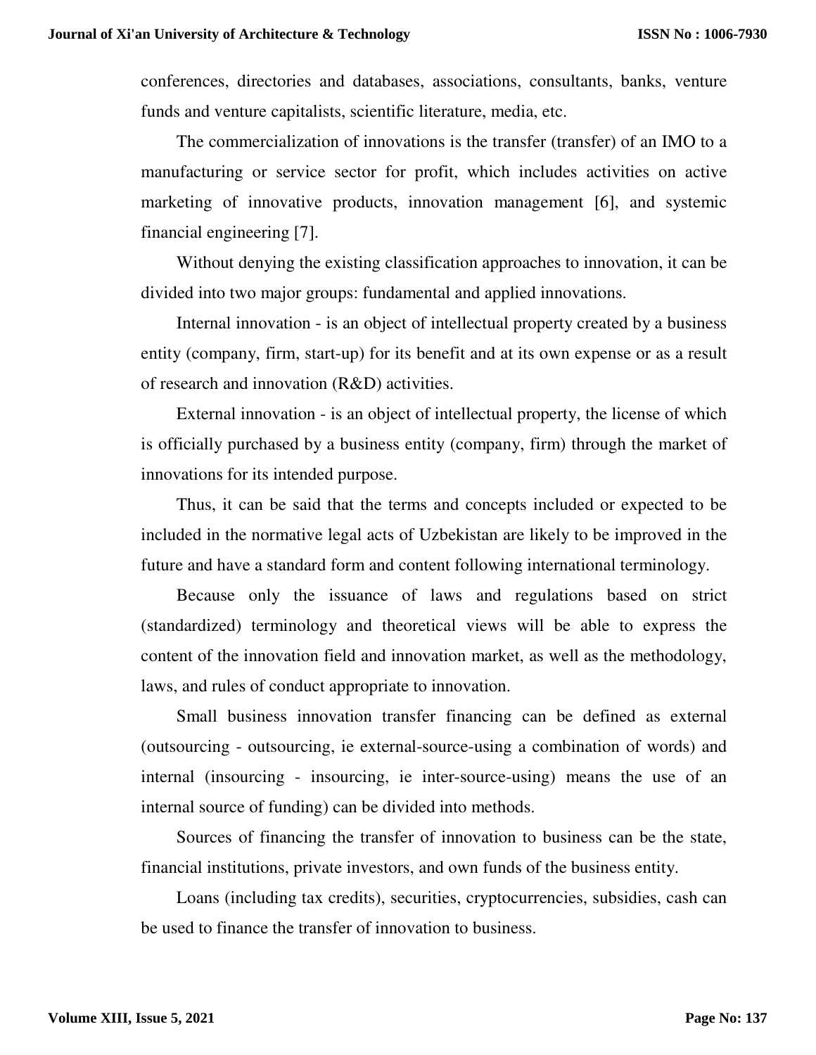conferences, directories and databases, associations, consultants, banks, venture funds and venture capitalists, scientific literature, media, etc.

The commercialization of innovations is the transfer (transfer) of an IMO to a manufacturing or service sector for profit, which includes activities on active marketing of innovative products, innovation management [6], and systemic financial engineering [7].

Without denying the existing classification approaches to innovation, it can be divided into two major groups: fundamental and applied innovations.

Internal innovation - is an object of intellectual property created by a business entity (company, firm, start-up) for its benefit and at its own expense or as a result of research and innovation (R&D) activities.

External innovation - is an object of intellectual property, the license of which is officially purchased by a business entity (company, firm) through the market of innovations for its intended purpose.

Thus, it can be said that the terms and concepts included or expected to be included in the normative legal acts of Uzbekistan are likely to be improved in the future and have a standard form and content following international terminology.

Because only the issuance of laws and regulations based on strict (standardized) terminology and theoretical views will be able to express the content of the innovation field and innovation market, as well as the methodology, laws, and rules of conduct appropriate to innovation.

Small business innovation transfer financing can be defined as external (outsourcing - outsourcing, ie external-source-using a combination of words) and internal (insourcing - insourcing, ie inter-source-using) means the use of an internal source of funding) can be divided into methods.

Sources of financing the transfer of innovation to business can be the state, financial institutions, private investors, and own funds of the business entity.

Loans (including tax credits), securities, cryptocurrencies, subsidies, cash can be used to finance the transfer of innovation to business.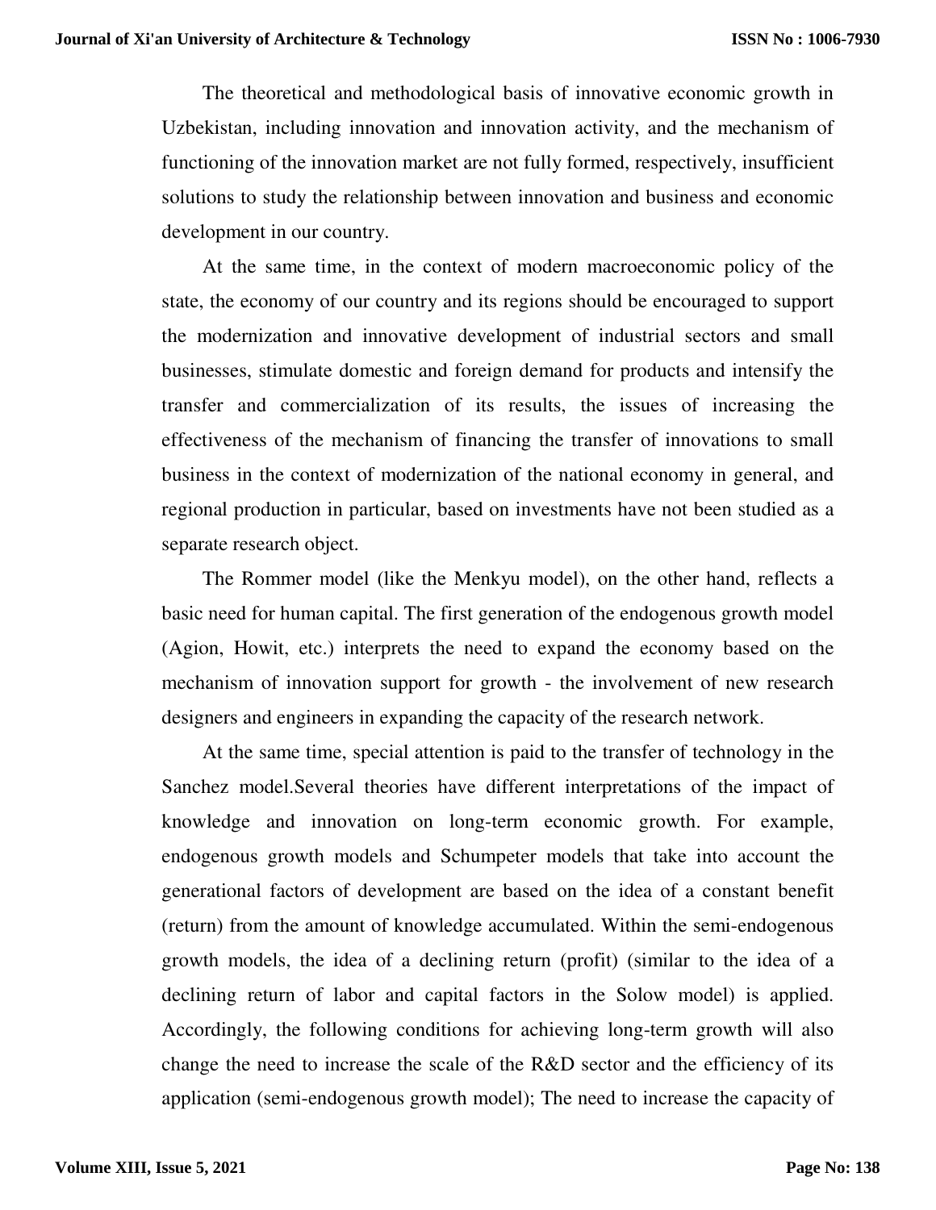The theoretical and methodological basis of innovative economic growth in Uzbekistan, including innovation and innovation activity, and the mechanism of functioning of the innovation market are not fully formed, respectively, insufficient solutions to study the relationship between innovation and business and economic development in our country.

At the same time, in the context of modern macroeconomic policy of the state, the economy of our country and its regions should be encouraged to support the modernization and innovative development of industrial sectors and small businesses, stimulate domestic and foreign demand for products and intensify the transfer and commercialization of its results, the issues of increasing the effectiveness of the mechanism of financing the transfer of innovations to small business in the context of modernization of the national economy in general, and regional production in particular, based on investments have not been studied as a separate research object.

The Rommer model (like the Menkyu model), on the other hand, reflects a basic need for human capital. The first generation of the endogenous growth model (Agion, Howit, etc.) interprets the need to expand the economy based on the mechanism of innovation support for growth - the involvement of new research designers and engineers in expanding the capacity of the research network.

At the same time, special attention is paid to the transfer of technology in the Sanchez model.Several theories have different interpretations of the impact of knowledge and innovation on long-term economic growth. For example, endogenous growth models and Schumpeter models that take into account the generational factors of development are based on the idea of a constant benefit (return) from the amount of knowledge accumulated. Within the semi-endogenous growth models, the idea of a declining return (profit) (similar to the idea of a declining return of labor and capital factors in the Solow model) is applied. Accordingly, the following conditions for achieving long-term growth will also change the need to increase the scale of the R&D sector and the efficiency of its application (semi-endogenous growth model); The need to increase the capacity of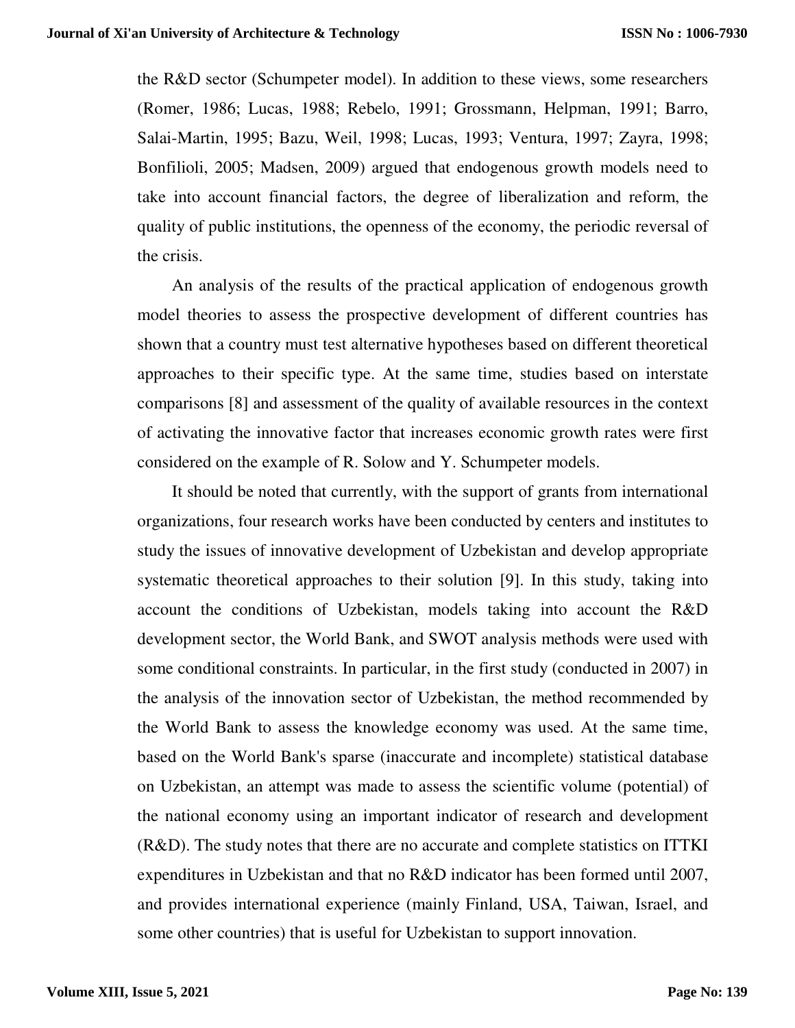the R&D sector (Schumpeter model). In addition to these views, some researchers (Romer, 1986; Lucas, 1988; Rebelo, 1991; Grossmann, Helpman, 1991; Barro, Salai-Martin, 1995; Bazu, Weil, 1998; Lucas, 1993; Ventura, 1997; Zayra, 1998; Bonfilioli, 2005; Madsen, 2009) argued that endogenous growth models need to take into account financial factors, the degree of liberalization and reform, the quality of public institutions, the openness of the economy, the periodic reversal of the crisis.

An analysis of the results of the practical application of endogenous growth model theories to assess the prospective development of different countries has shown that a country must test alternative hypotheses based on different theoretical approaches to their specific type. At the same time, studies based on interstate comparisons [8] and assessment of the quality of available resources in the context of activating the innovative factor that increases economic growth rates were first considered on the example of R. Solow and Y. Schumpeter models.

It should be noted that currently, with the support of grants from international organizations, four research works have been conducted by centers and institutes to study the issues of innovative development of Uzbekistan and develop appropriate systematic theoretical approaches to their solution [9]. In this study, taking into account the conditions of Uzbekistan, models taking into account the R&D development sector, the World Bank, and SWOT analysis methods were used with some conditional constraints. In particular, in the first study (conducted in 2007) in the analysis of the innovation sector of Uzbekistan, the method recommended by the World Bank to assess the knowledge economy was used. At the same time, based on the World Bank's sparse (inaccurate and incomplete) statistical database on Uzbekistan, an attempt was made to assess the scientific volume (potential) of the national economy using an important indicator of research and development (R&D). The study notes that there are no accurate and complete statistics on ITTKI expenditures in Uzbekistan and that no R&D indicator has been formed until 2007, and provides international experience (mainly Finland, USA, Taiwan, Israel, and some other countries) that is useful for Uzbekistan to support innovation.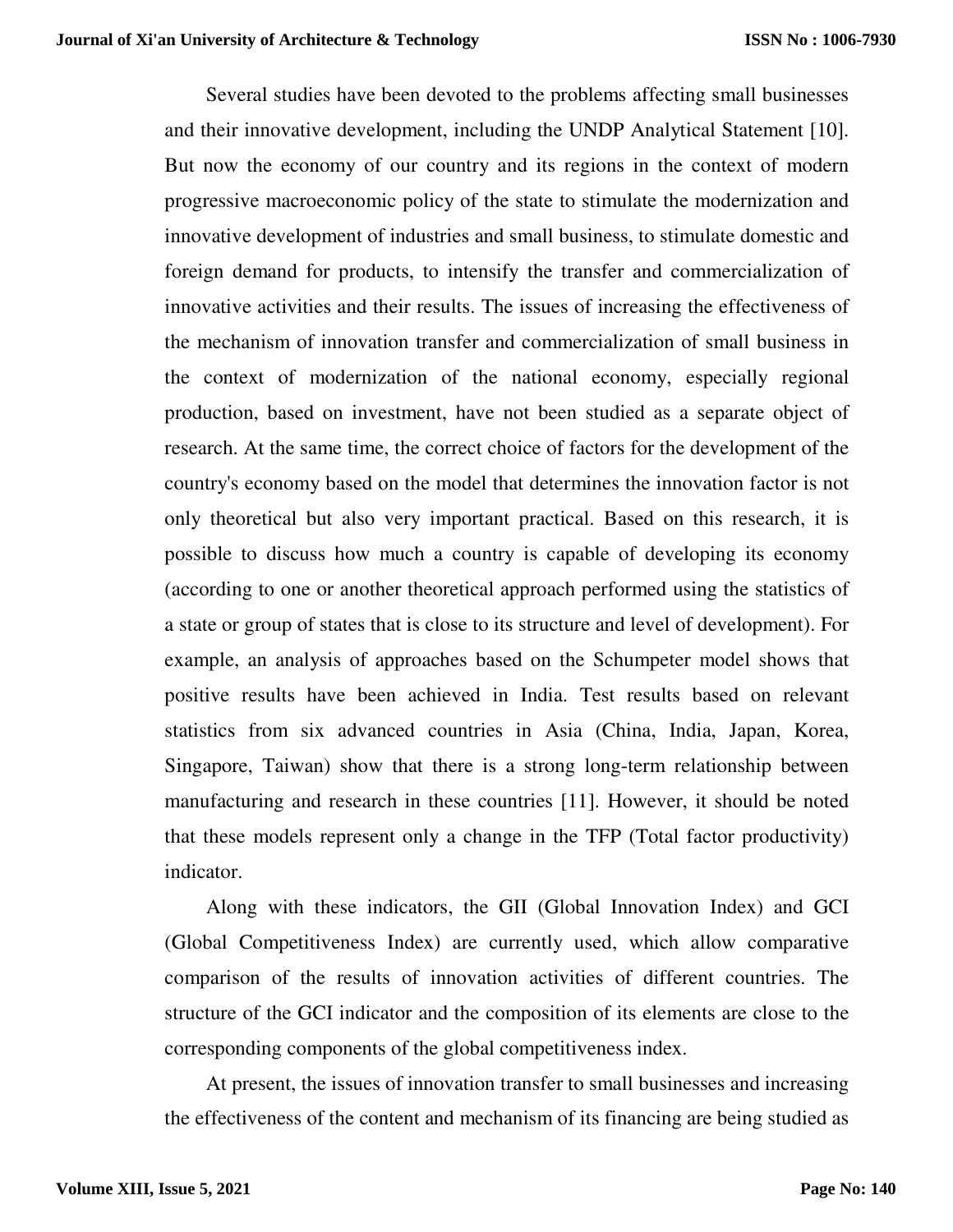Several studies have been devoted to the problems affecting small businesses and their innovative development, including the UNDP Analytical Statement [10]. But now the economy of our country and its regions in the context of modern progressive macroeconomic policy of the state to stimulate the modernization and innovative development of industries and small business, to stimulate domestic and foreign demand for products, to intensify the transfer and commercialization of innovative activities and their results. The issues of increasing the effectiveness of the mechanism of innovation transfer and commercialization of small business in the context of modernization of the national economy, especially regional production, based on investment, have not been studied as a separate object of research. At the same time, the correct choice of factors for the development of the country's economy based on the model that determines the innovation factor is not only theoretical but also very important practical. Based on this research, it is possible to discuss how much a country is capable of developing its economy (according to one or another theoretical approach performed using the statistics of a state or group of states that is close to its structure and level of development). For example, an analysis of approaches based on the Schumpeter model shows that positive results have been achieved in India. Test results based on relevant statistics from six advanced countries in Asia (China, India, Japan, Korea, Singapore, Taiwan) show that there is a strong long-term relationship between manufacturing and research in these countries [11]. However, it should be noted that these models represent only a change in the TFP (Total factor productivity) indicator.

Along with these indicators, the GII (Global Innovation Index) and GCI (Global Competitiveness Index) are currently used, which allow comparative comparison of the results of innovation activities of different countries. The structure of the GCI indicator and the composition of its elements are close to the corresponding components of the global competitiveness index.

At present, the issues of innovation transfer to small businesses and increasing the effectiveness of the content and mechanism of its financing are being studied as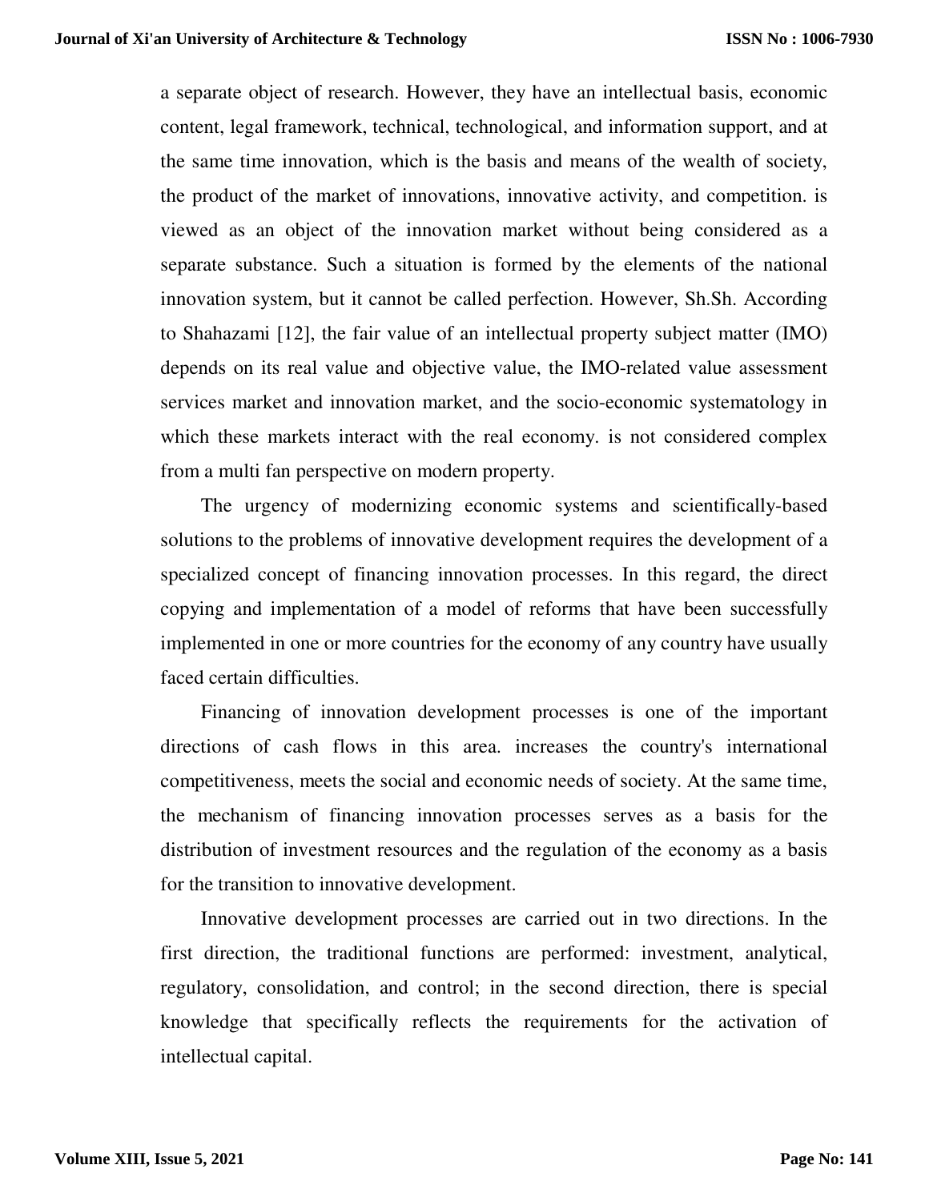a separate object of research. However, they have an intellectual basis, economic content, legal framework, technical, technological, and information support, and at the same time innovation, which is the basis and means of the wealth of society, the product of the market of innovations, innovative activity, and competition. is viewed as an object of the innovation market without being considered as a separate substance. Such a situation is formed by the elements of the national innovation system, but it cannot be called perfection. However, Sh.Sh. According to Shahazami [12], the fair value of an intellectual property subject matter (IMO) depends on its real value and objective value, the IMO-related value assessment services market and innovation market, and the socio-economic systematology in which these markets interact with the real economy. is not considered complex from a multi fan perspective on modern property.

The urgency of modernizing economic systems and scientifically-based solutions to the problems of innovative development requires the development of a specialized concept of financing innovation processes. In this regard, the direct copying and implementation of a model of reforms that have been successfully implemented in one or more countries for the economy of any country have usually faced certain difficulties.

Financing of innovation development processes is one of the important directions of cash flows in this area. increases the country's international competitiveness, meets the social and economic needs of society. At the same time, the mechanism of financing innovation processes serves as a basis for the distribution of investment resources and the regulation of the economy as a basis for the transition to innovative development.

Innovative development processes are carried out in two directions. In the first direction, the traditional functions are performed: investment, analytical, regulatory, consolidation, and control; in the second direction, there is special knowledge that specifically reflects the requirements for the activation of intellectual capital.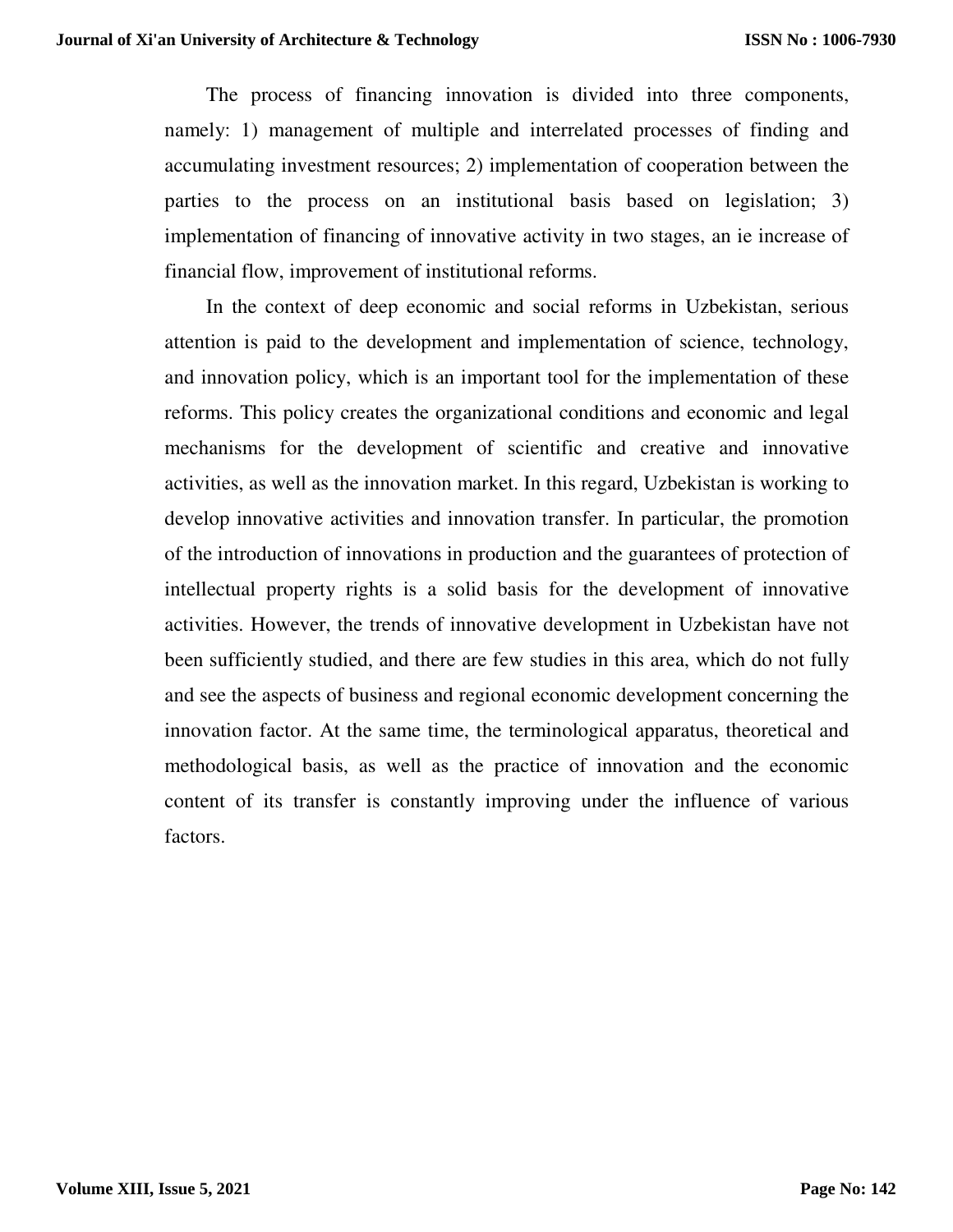The process of financing innovation is divided into three components, namely: 1) management of multiple and interrelated processes of finding and accumulating investment resources; 2) implementation of cooperation between the parties to the process on an institutional basis based on legislation; 3) implementation of financing of innovative activity in two stages, an ie increase of financial flow, improvement of institutional reforms.

In the context of deep economic and social reforms in Uzbekistan, serious attention is paid to the development and implementation of science, technology, and innovation policy, which is an important tool for the implementation of these reforms. This policy creates the organizational conditions and economic and legal mechanisms for the development of scientific and creative and innovative activities, as well as the innovation market. In this regard, Uzbekistan is working to develop innovative activities and innovation transfer. In particular, the promotion of the introduction of innovations in production and the guarantees of protection of intellectual property rights is a solid basis for the development of innovative activities. However, the trends of innovative development in Uzbekistan have not been sufficiently studied, and there are few studies in this area, which do not fully and see the aspects of business and regional economic development concerning the innovation factor. At the same time, the terminological apparatus, theoretical and methodological basis, as well as the practice of innovation and the economic content of its transfer is constantly improving under the influence of various factors.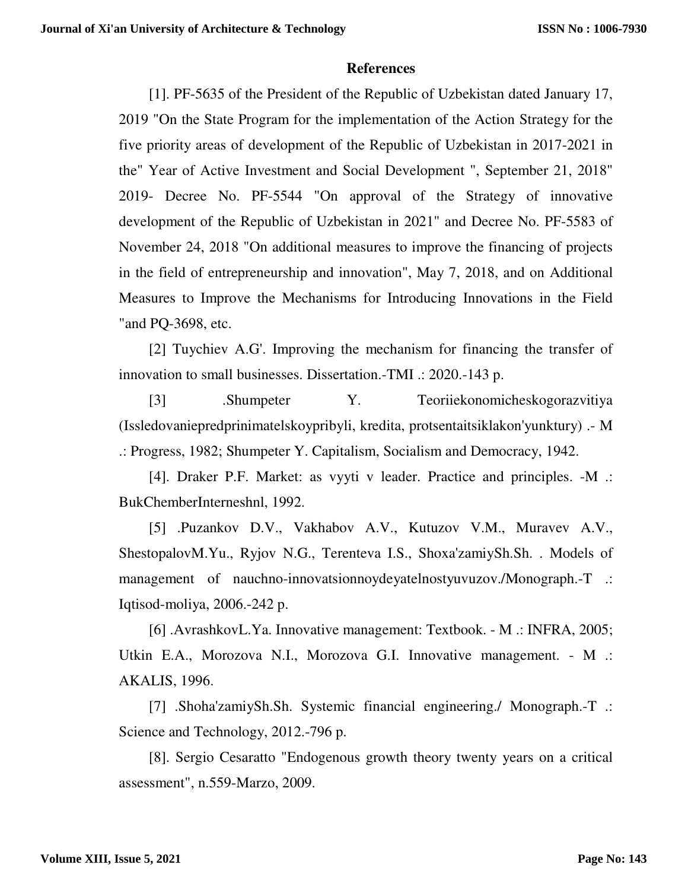## References

[1]. PF-5635 of the President of the Republic of Uzbekistan dated January 17, 2019 "On the State Program for the implementation of the Action Strategy for the five priority areas of development of the Republic of Uzbekistan in 2017-2021 in the" Year of Active Investment and Social Development ", September 21, 2018" 2019- Decree No. PF-5544 "On approval of the Strategy of innovative development of the Republic of Uzbekistan in 2021" and Decree No. PF-5583 of November 24, 2018 "On additional measures to improve the financing of projects in the field of entrepreneurship and innovation", May 7, 2018, and on Additional Measures to Improve the Mechanisms for Introducing Innovations in the Field "and PQ-3698, etc.

[2] Tuychiev A.G'. Improving the mechanism for financing the transfer of innovation to small businesses. Dissertation.-TMI .: 2020.-143 p.

[3] .Shumpeter Y. Teoriiekonomicheskogorazvitiya (Issledovaniepredprinimatelskoypribyli, kredita, protsentaitsiklakon'yunktury) .- M .: Progress, 1982; Shumpeter Y. Capitalism, Socialism and Democracy, 1942.

[4]. Draker P.F. Market: as vyyti v leader. Practice and principles. -M .: BukChemberInterneshnl, 1992.

[5] .Puzankov D.V., Vakhabov A.V., Kutuzov V.M., Muravev A.V., ShestopalovM.Yu., Ryjov N.G., Terenteva I.S., Shoxa'zamiySh.Sh. . Models of management of nauchno-innovatsionnoydeyatelnostyuvuzov./Monograph.-T .: Iqtisod-moliya, 2006.-242 p.

[6] .AvrashkovL.Ya. Innovative management: Textbook. - M .: INFRA, 2005; Utkin E.A., Morozova N.I., Morozova G.I. Innovative management. - M .: AKALIS, 1996.

[7] .Shoha'zamiySh.Sh. Systemic financial engineering./ Monograph.-T .: Science and Technology, 2012.-796 p.

[8]. Sergio Cesaratto "Endogenous growth theory twenty years on a critical assessment", n.559-Marzo, 2009.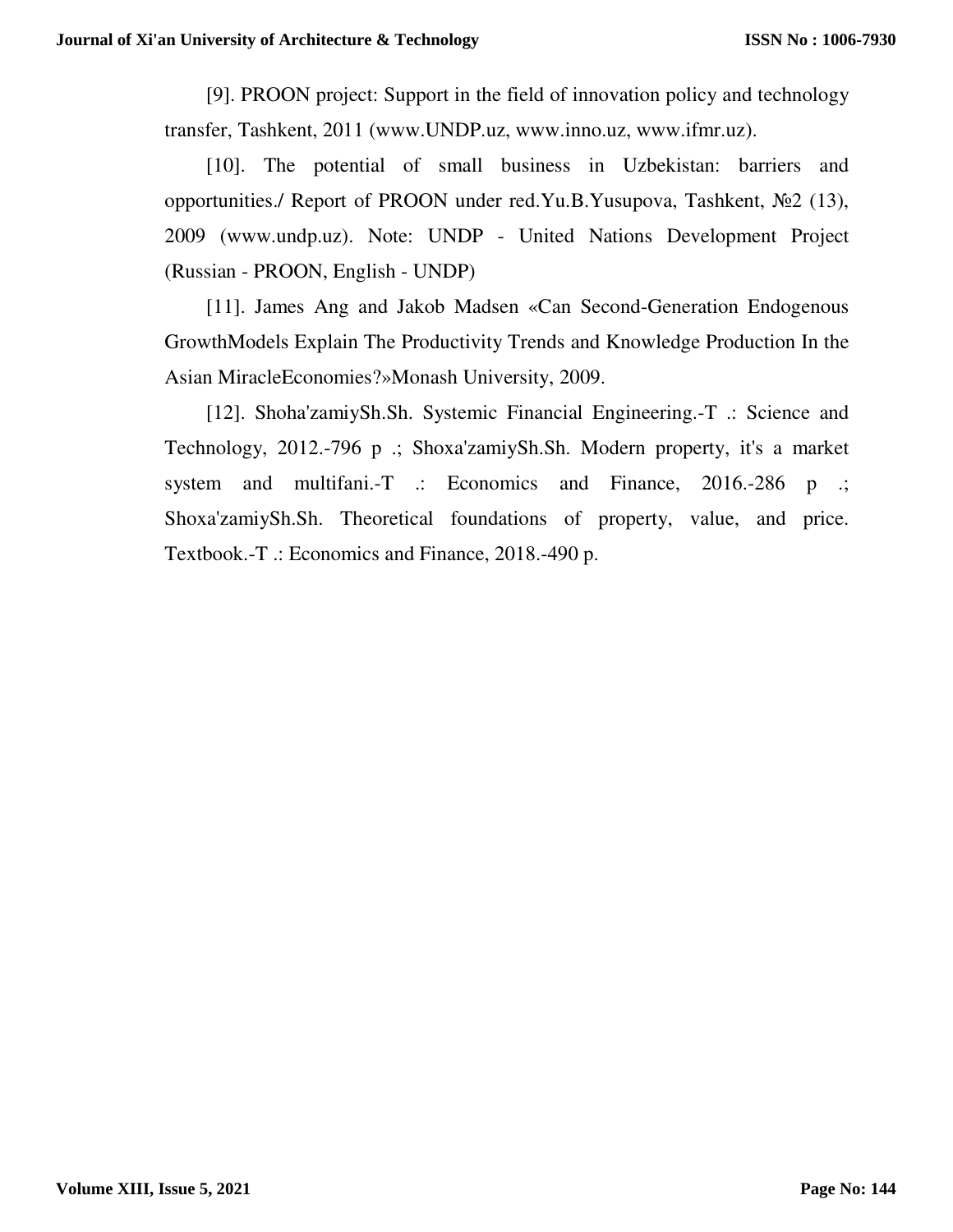[9]. PROON project: Support in the field of innovation policy and technology transfer, Tashkent, 2011 (www.UNDP.uz, www.inno.uz, www.ifmr.uz).

[10]. The potential of small business in Uzbekistan: barriers and opportunities./ Report of PROON under red.Yu.B.Yusupova, Tashkent, №2 (13), 2009 (www.undp.uz). Note: UNDP - United Nations Development Project (Russian - PROON, English - UNDP)

[11]. James Ang and Jakob Madsen «Can Second-Generation Endogenous GrowthModels Explain The Productivity Trends and Knowledge Production In the Asian MiracleEconomies?»Monash University, 2009.

[12]. Shoha'zamiySh.Sh. Systemic Financial Engineering.-T .: Science and Technology, 2012.-796 p .; Shoxa'zamiySh.Sh. Modern property, it's a market system and multifani.-T .: Economics and Finance, 2016.-286 p .; Shoxa'zamiySh.Sh. Theoretical foundations of property, value, and price. Textbook.-T .: Economics and Finance, 2018.-490 p.